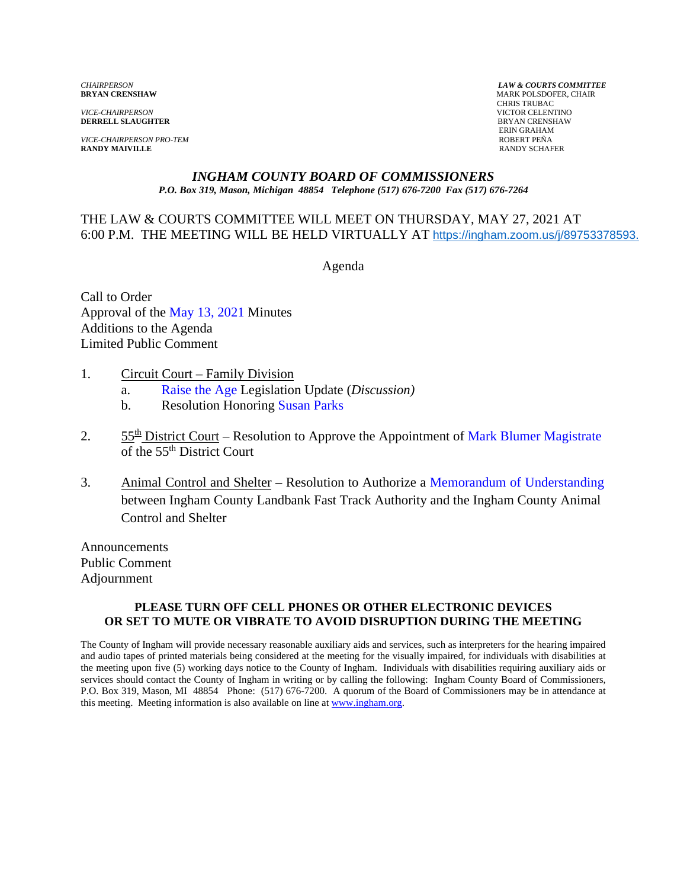*CHAIRPERSON*
**BRYAN CRENSHAW**

*VICE-CHAIRPERSON*
**DERRELL SLAUGHTER**

*VICE-CHAIRPERSON PRO-TEM*
**RANDY MAIVILLE**

***LAW & COURTS COMMITTEE***
MARK POLSDOFER, CHAIR
CHRIS TRUBAC
VICTOR CELENTINO
BRYAN CRENSHAW
ERIN GRAHAM
ROBERT PEÑA
RANDY SCHAFER

# *INGHAM COUNTY BOARD OF COMMISSIONERS*

***P.O. Box 319, Mason, Michigan 48854 Telephone (517) 676-7200 Fax (517) 676-7264***

THE LAW & COURTS COMMITTEE WILL MEET ON THURSDAY, MAY 27, 2021 AT 6:00 P.M. THE MEETING WILL BE HELD VIRTUALLY AT https://ingham.zoom.us/j/89753378593.

## Agenda

Call to Order
Approval of the May 13, 2021 Minutes
Additions to the Agenda
Limited Public Comment

1. Circuit Court – Family Division
   a. Raise the Age Legislation Update (*Discussion)*
   b. Resolution Honoring Susan Parks

2. 55th District Court – Resolution to Approve the Appointment of Mark Blumer Magistrate of the 55th District Court

3. Animal Control and Shelter – Resolution to Authorize a Memorandum of Understanding between Ingham County Landbank Fast Track Authority and the Ingham County Animal Control and Shelter

Announcements
Public Comment
Adjournment

**PLEASE TURN OFF CELL PHONES OR OTHER ELECTRONIC DEVICES OR SET TO MUTE OR VIBRATE TO AVOID DISRUPTION DURING THE MEETING**

The County of Ingham will provide necessary reasonable auxiliary aids and services, such as interpreters for the hearing impaired and audio tapes of printed materials being considered at the meeting for the visually impaired, for individuals with disabilities at the meeting upon five (5) working days notice to the County of Ingham. Individuals with disabilities requiring auxiliary aids or services should contact the County of Ingham in writing or by calling the following: Ingham County Board of Commissioners, P.O. Box 319, Mason, MI 48854 Phone: (517) 676-7200. A quorum of the Board of Commissioners may be in attendance at this meeting. Meeting information is also available on line at www.ingham.org.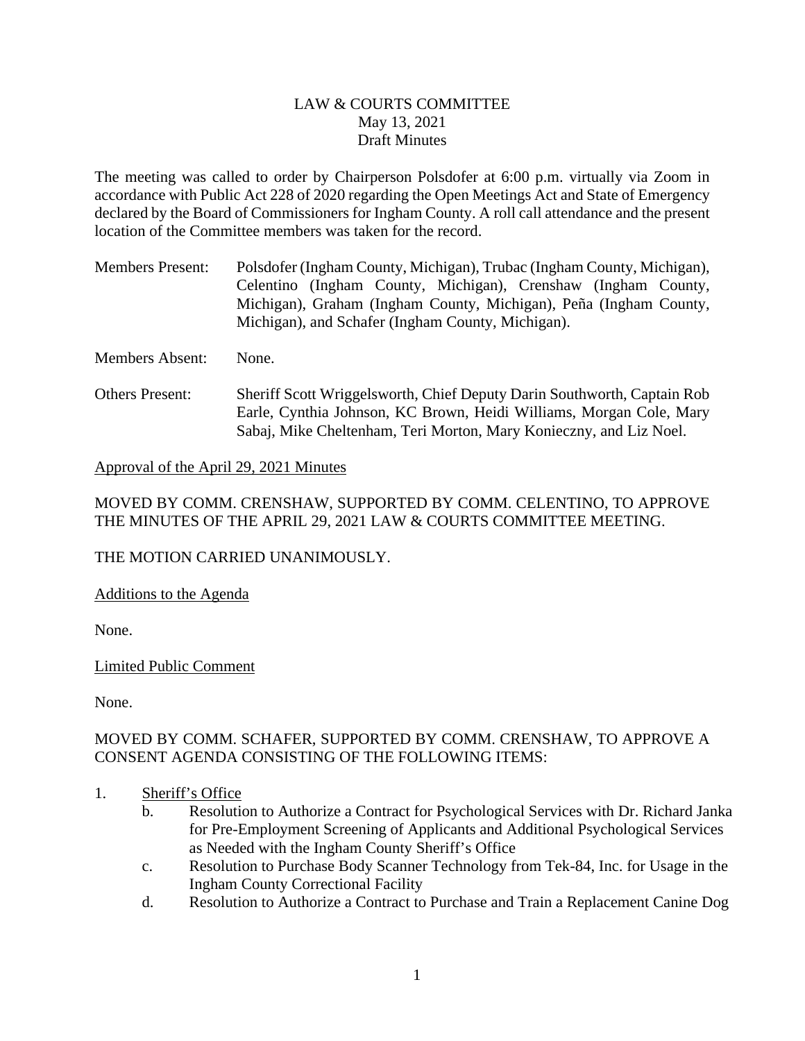LAW & COURTS COMMITTEE
May 13, 2021
Draft Minutes

The meeting was called to order by Chairperson Polsdofer at 6:00 p.m. virtually via Zoom in accordance with Public Act 228 of 2020 regarding the Open Meetings Act and State of Emergency declared by the Board of Commissioners for Ingham County. A roll call attendance and the present location of the Committee members was taken for the record.

Members Present: Polsdofer (Ingham County, Michigan), Trubac (Ingham County, Michigan), Celentino (Ingham County, Michigan), Crenshaw (Ingham County, Michigan), Graham (Ingham County, Michigan), Peña (Ingham County, Michigan), and Schafer (Ingham County, Michigan).

Members Absent: None.

Others Present: Sheriff Scott Wriggelsworth, Chief Deputy Darin Southworth, Captain Rob Earle, Cynthia Johnson, KC Brown, Heidi Williams, Morgan Cole, Mary Sabaj, Mike Cheltenham, Teri Morton, Mary Konieczny, and Liz Noel.

Approval of the April 29, 2021 Minutes

MOVED BY COMM. CRENSHAW, SUPPORTED BY COMM. CELENTINO, TO APPROVE THE MINUTES OF THE APRIL 29, 2021 LAW & COURTS COMMITTEE MEETING.

THE MOTION CARRIED UNANIMOUSLY.

Additions to the Agenda

None.

Limited Public Comment

None.

MOVED BY COMM. SCHAFER, SUPPORTED BY COMM. CRENSHAW, TO APPROVE A CONSENT AGENDA CONSISTING OF THE FOLLOWING ITEMS:

1. Sheriff's Office
   - b. Resolution to Authorize a Contract for Psychological Services with Dr. Richard Janka for Pre-Employment Screening of Applicants and Additional Psychological Services as Needed with the Ingham County Sheriff's Office
   - c. Resolution to Purchase Body Scanner Technology from Tek-84, Inc. for Usage in the Ingham County Correctional Facility
   - d. Resolution to Authorize a Contract to Purchase and Train a Replacement Canine Dog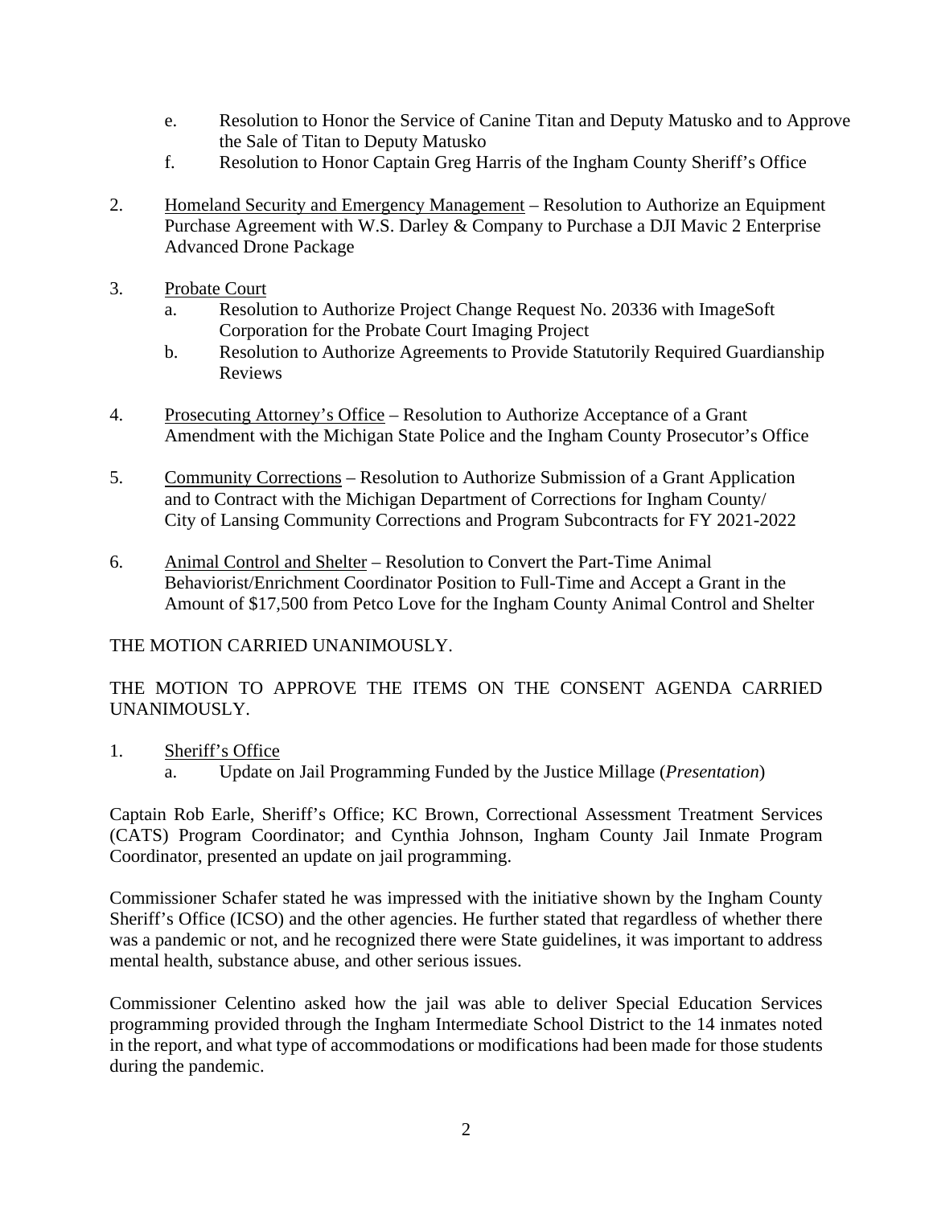e. Resolution to Honor the Service of Canine Titan and Deputy Matusko and to Approve the Sale of Titan to Deputy Matusko
  f. Resolution to Honor Captain Greg Harris of the Ingham County Sheriff's Office

2. Homeland Security and Emergency Management – Resolution to Authorize an Equipment Purchase Agreement with W.S. Darley & Company to Purchase a DJI Mavic 2 Enterprise Advanced Drone Package

3. Probate Court
   a. Resolution to Authorize Project Change Request No. 20336 with ImageSoft Corporation for the Probate Court Imaging Project
   b. Resolution to Authorize Agreements to Provide Statutorily Required Guardianship Reviews

4. Prosecuting Attorney's Office – Resolution to Authorize Acceptance of a Grant Amendment with the Michigan State Police and the Ingham County Prosecutor's Office

5. Community Corrections – Resolution to Authorize Submission of a Grant Application and to Contract with the Michigan Department of Corrections for Ingham County/ City of Lansing Community Corrections and Program Subcontracts for FY 2021-2022

6. Animal Control and Shelter – Resolution to Convert the Part-Time Animal Behaviorist/Enrichment Coordinator Position to Full-Time and Accept a Grant in the Amount of $17,500 from Petco Love for the Ingham County Animal Control and Shelter

THE MOTION CARRIED UNANIMOUSLY.

THE MOTION TO APPROVE THE ITEMS ON THE CONSENT AGENDA CARRIED UNANIMOUSLY.

1. Sheriff's Office
   a. Update on Jail Programming Funded by the Justice Millage (*Presentation*)

Captain Rob Earle, Sheriff's Office; KC Brown, Correctional Assessment Treatment Services (CATS) Program Coordinator; and Cynthia Johnson, Ingham County Jail Inmate Program Coordinator, presented an update on jail programming.

Commissioner Schafer stated he was impressed with the initiative shown by the Ingham County Sheriff's Office (ICSO) and the other agencies. He further stated that regardless of whether there was a pandemic or not, and he recognized there were State guidelines, it was important to address mental health, substance abuse, and other serious issues.

Commissioner Celentino asked how the jail was able to deliver Special Education Services programming provided through the Ingham Intermediate School District to the 14 inmates noted in the report, and what type of accommodations or modifications had been made for those students during the pandemic.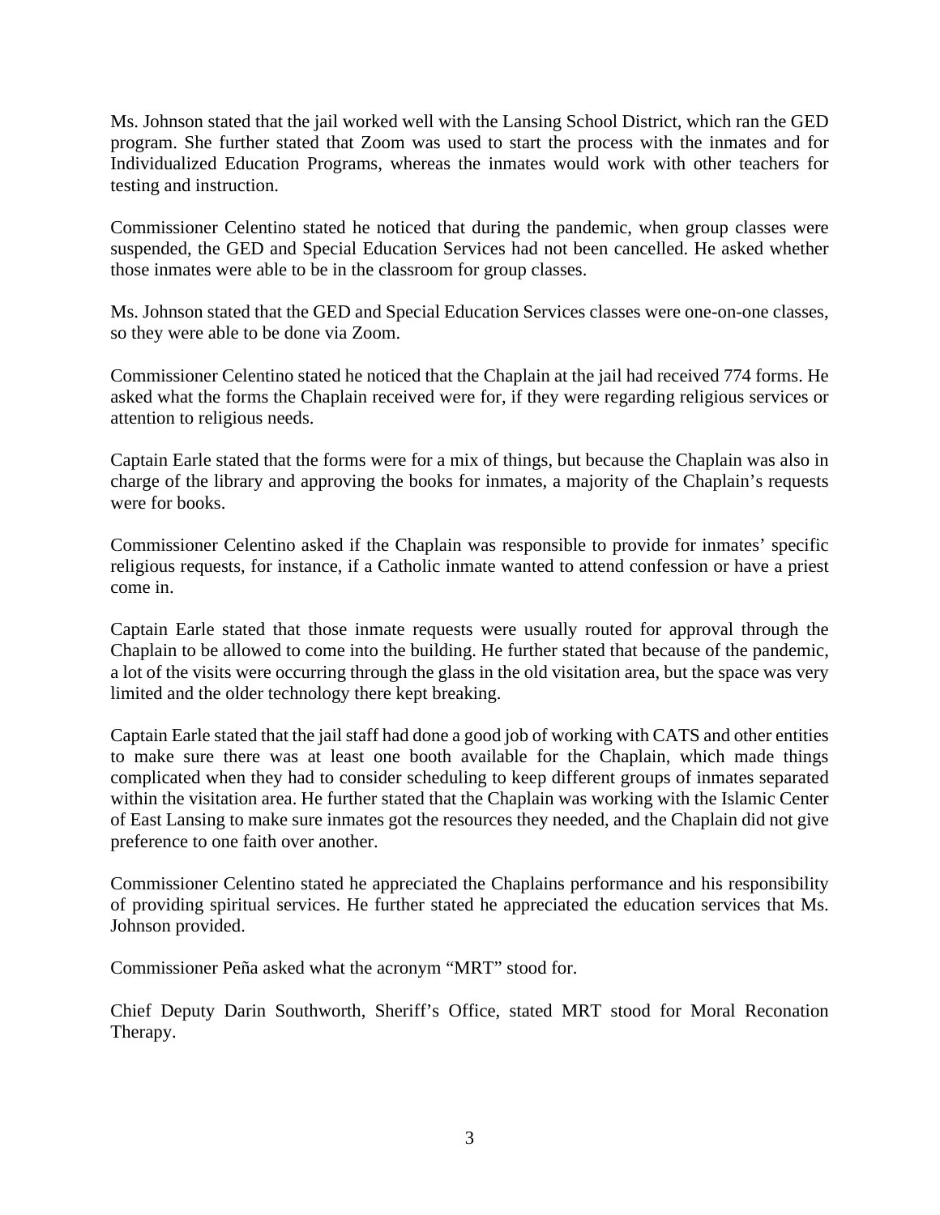Ms. Johnson stated that the jail worked well with the Lansing School District, which ran the GED program. She further stated that Zoom was used to start the process with the inmates and for Individualized Education Programs, whereas the inmates would work with other teachers for testing and instruction.

Commissioner Celentino stated he noticed that during the pandemic, when group classes were suspended, the GED and Special Education Services had not been cancelled. He asked whether those inmates were able to be in the classroom for group classes.

Ms. Johnson stated that the GED and Special Education Services classes were one-on-one classes, so they were able to be done via Zoom.

Commissioner Celentino stated he noticed that the Chaplain at the jail had received 774 forms. He asked what the forms the Chaplain received were for, if they were regarding religious services or attention to religious needs.

Captain Earle stated that the forms were for a mix of things, but because the Chaplain was also in charge of the library and approving the books for inmates, a majority of the Chaplain's requests were for books.

Commissioner Celentino asked if the Chaplain was responsible to provide for inmates' specific religious requests, for instance, if a Catholic inmate wanted to attend confession or have a priest come in.

Captain Earle stated that those inmate requests were usually routed for approval through the Chaplain to be allowed to come into the building. He further stated that because of the pandemic, a lot of the visits were occurring through the glass in the old visitation area, but the space was very limited and the older technology there kept breaking.

Captain Earle stated that the jail staff had done a good job of working with CATS and other entities to make sure there was at least one booth available for the Chaplain, which made things complicated when they had to consider scheduling to keep different groups of inmates separated within the visitation area. He further stated that the Chaplain was working with the Islamic Center of East Lansing to make sure inmates got the resources they needed, and the Chaplain did not give preference to one faith over another.

Commissioner Celentino stated he appreciated the Chaplains performance and his responsibility of providing spiritual services. He further stated he appreciated the education services that Ms. Johnson provided.

Commissioner Peña asked what the acronym "MRT" stood for.

Chief Deputy Darin Southworth, Sheriff's Office, stated MRT stood for Moral Reconation Therapy.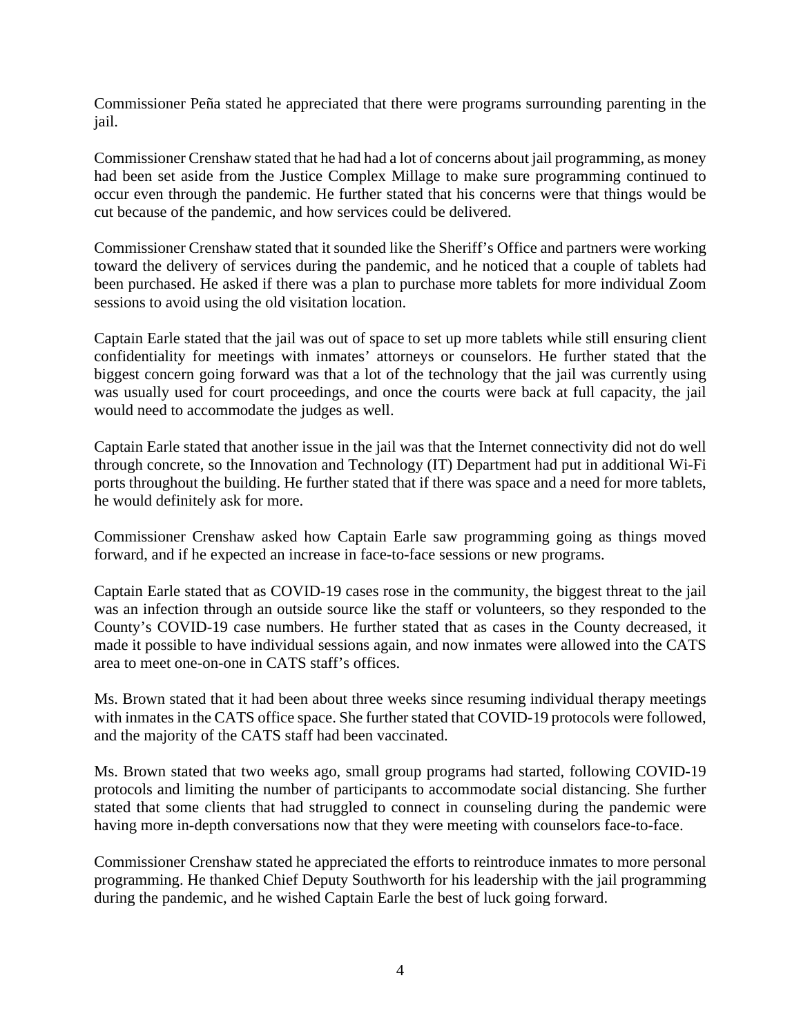Commissioner Peña stated he appreciated that there were programs surrounding parenting in the jail.

Commissioner Crenshaw stated that he had had a lot of concerns about jail programming, as money had been set aside from the Justice Complex Millage to make sure programming continued to occur even through the pandemic. He further stated that his concerns were that things would be cut because of the pandemic, and how services could be delivered.

Commissioner Crenshaw stated that it sounded like the Sheriff's Office and partners were working toward the delivery of services during the pandemic, and he noticed that a couple of tablets had been purchased. He asked if there was a plan to purchase more tablets for more individual Zoom sessions to avoid using the old visitation location.

Captain Earle stated that the jail was out of space to set up more tablets while still ensuring client confidentiality for meetings with inmates' attorneys or counselors. He further stated that the biggest concern going forward was that a lot of the technology that the jail was currently using was usually used for court proceedings, and once the courts were back at full capacity, the jail would need to accommodate the judges as well.

Captain Earle stated that another issue in the jail was that the Internet connectivity did not do well through concrete, so the Innovation and Technology (IT) Department had put in additional Wi-Fi ports throughout the building. He further stated that if there was space and a need for more tablets, he would definitely ask for more.

Commissioner Crenshaw asked how Captain Earle saw programming going as things moved forward, and if he expected an increase in face-to-face sessions or new programs.

Captain Earle stated that as COVID-19 cases rose in the community, the biggest threat to the jail was an infection through an outside source like the staff or volunteers, so they responded to the County's COVID-19 case numbers. He further stated that as cases in the County decreased, it made it possible to have individual sessions again, and now inmates were allowed into the CATS area to meet one-on-one in CATS staff's offices.

Ms. Brown stated that it had been about three weeks since resuming individual therapy meetings with inmates in the CATS office space. She further stated that COVID-19 protocols were followed, and the majority of the CATS staff had been vaccinated.

Ms. Brown stated that two weeks ago, small group programs had started, following COVID-19 protocols and limiting the number of participants to accommodate social distancing. She further stated that some clients that had struggled to connect in counseling during the pandemic were having more in-depth conversations now that they were meeting with counselors face-to-face.

Commissioner Crenshaw stated he appreciated the efforts to reintroduce inmates to more personal programming. He thanked Chief Deputy Southworth for his leadership with the jail programming during the pandemic, and he wished Captain Earle the best of luck going forward.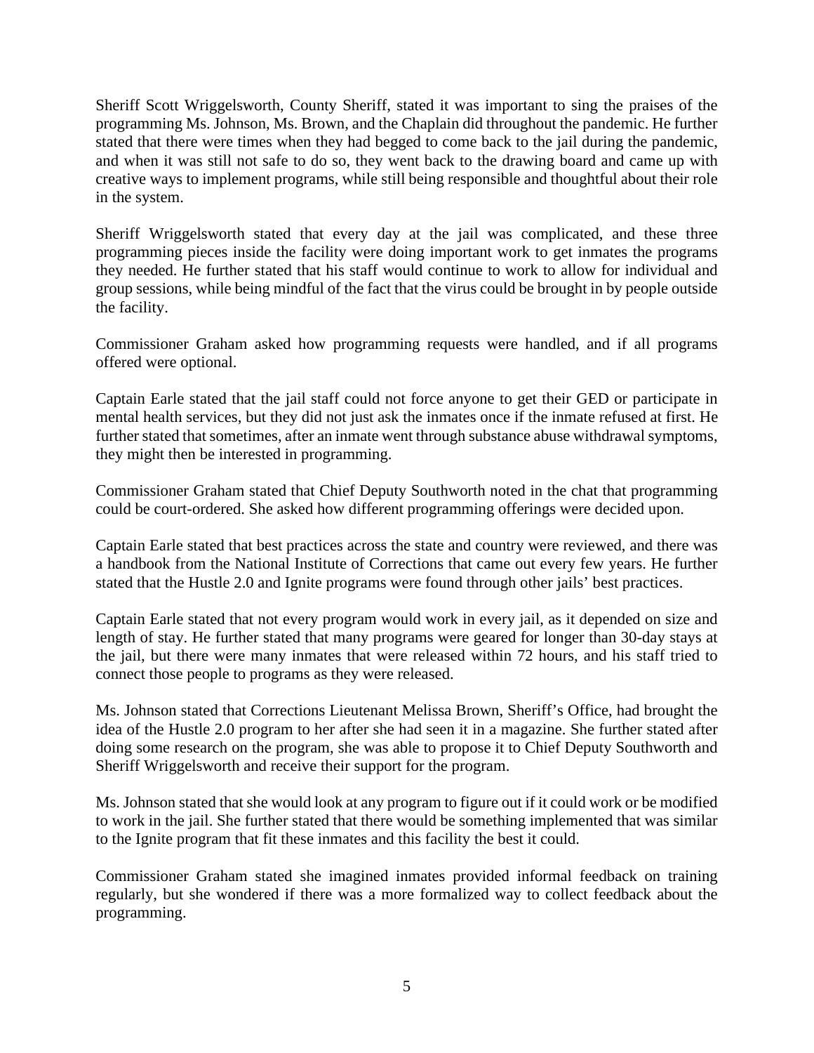Sheriff Scott Wriggelsworth, County Sheriff, stated it was important to sing the praises of the programming Ms. Johnson, Ms. Brown, and the Chaplain did throughout the pandemic. He further stated that there were times when they had begged to come back to the jail during the pandemic, and when it was still not safe to do so, they went back to the drawing board and came up with creative ways to implement programs, while still being responsible and thoughtful about their role in the system.

Sheriff Wriggelsworth stated that every day at the jail was complicated, and these three programming pieces inside the facility were doing important work to get inmates the programs they needed. He further stated that his staff would continue to work to allow for individual and group sessions, while being mindful of the fact that the virus could be brought in by people outside the facility.

Commissioner Graham asked how programming requests were handled, and if all programs offered were optional.

Captain Earle stated that the jail staff could not force anyone to get their GED or participate in mental health services, but they did not just ask the inmates once if the inmate refused at first. He further stated that sometimes, after an inmate went through substance abuse withdrawal symptoms, they might then be interested in programming.

Commissioner Graham stated that Chief Deputy Southworth noted in the chat that programming could be court-ordered. She asked how different programming offerings were decided upon.

Captain Earle stated that best practices across the state and country were reviewed, and there was a handbook from the National Institute of Corrections that came out every few years. He further stated that the Hustle 2.0 and Ignite programs were found through other jails' best practices.

Captain Earle stated that not every program would work in every jail, as it depended on size and length of stay. He further stated that many programs were geared for longer than 30-day stays at the jail, but there were many inmates that were released within 72 hours, and his staff tried to connect those people to programs as they were released.

Ms. Johnson stated that Corrections Lieutenant Melissa Brown, Sheriff's Office, had brought the idea of the Hustle 2.0 program to her after she had seen it in a magazine. She further stated after doing some research on the program, she was able to propose it to Chief Deputy Southworth and Sheriff Wriggelsworth and receive their support for the program.

Ms. Johnson stated that she would look at any program to figure out if it could work or be modified to work in the jail. She further stated that there would be something implemented that was similar to the Ignite program that fit these inmates and this facility the best it could.

Commissioner Graham stated she imagined inmates provided informal feedback on training regularly, but she wondered if there was a more formalized way to collect feedback about the programming.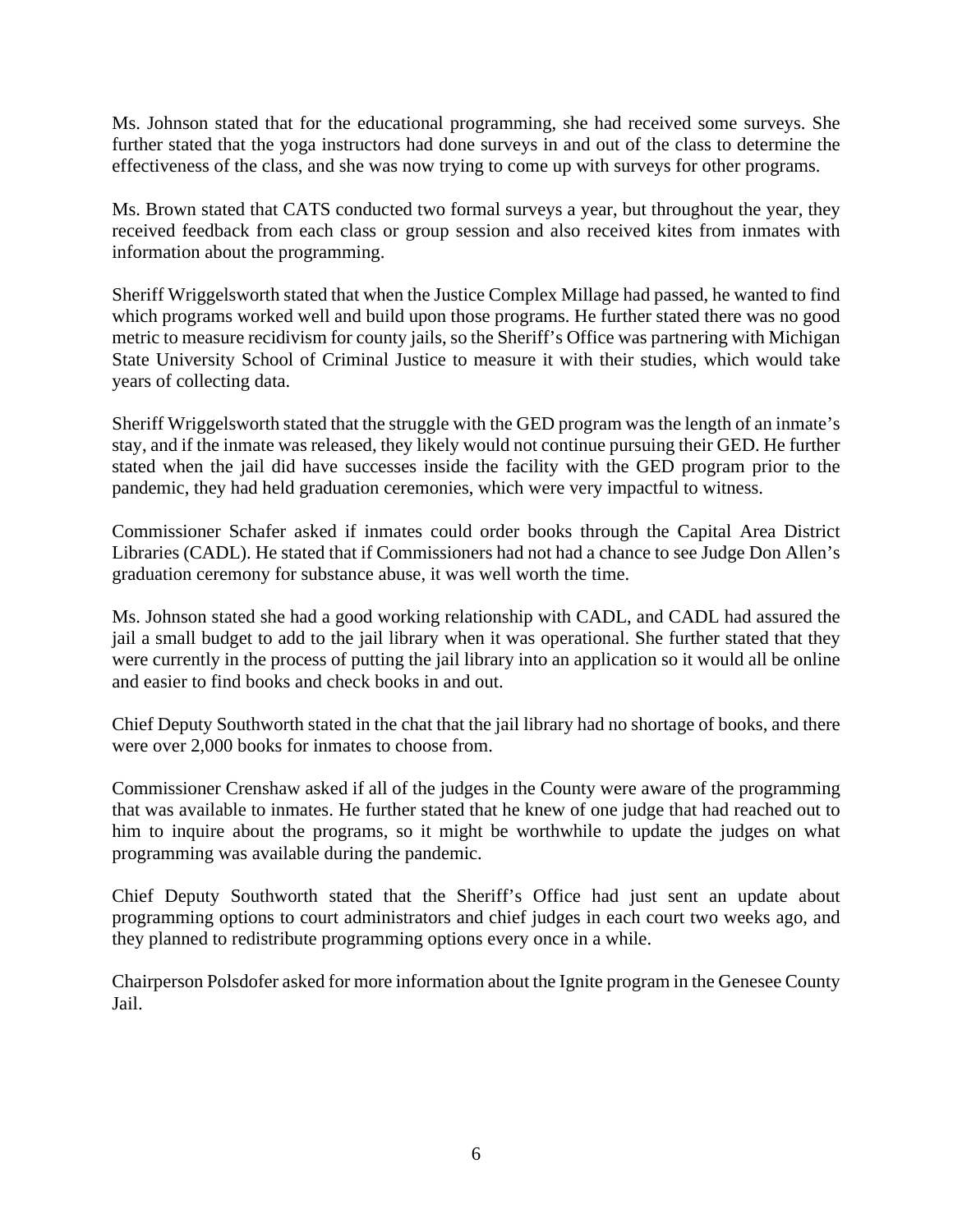Ms. Johnson stated that for the educational programming, she had received some surveys. She further stated that the yoga instructors had done surveys in and out of the class to determine the effectiveness of the class, and she was now trying to come up with surveys for other programs.

Ms. Brown stated that CATS conducted two formal surveys a year, but throughout the year, they received feedback from each class or group session and also received kites from inmates with information about the programming.

Sheriff Wriggelsworth stated that when the Justice Complex Millage had passed, he wanted to find which programs worked well and build upon those programs. He further stated there was no good metric to measure recidivism for county jails, so the Sheriff's Office was partnering with Michigan State University School of Criminal Justice to measure it with their studies, which would take years of collecting data.

Sheriff Wriggelsworth stated that the struggle with the GED program was the length of an inmate's stay, and if the inmate was released, they likely would not continue pursuing their GED. He further stated when the jail did have successes inside the facility with the GED program prior to the pandemic, they had held graduation ceremonies, which were very impactful to witness.

Commissioner Schafer asked if inmates could order books through the Capital Area District Libraries (CADL). He stated that if Commissioners had not had a chance to see Judge Don Allen's graduation ceremony for substance abuse, it was well worth the time.

Ms. Johnson stated she had a good working relationship with CADL, and CADL had assured the jail a small budget to add to the jail library when it was operational. She further stated that they were currently in the process of putting the jail library into an application so it would all be online and easier to find books and check books in and out.

Chief Deputy Southworth stated in the chat that the jail library had no shortage of books, and there were over 2,000 books for inmates to choose from.

Commissioner Crenshaw asked if all of the judges in the County were aware of the programming that was available to inmates. He further stated that he knew of one judge that had reached out to him to inquire about the programs, so it might be worthwhile to update the judges on what programming was available during the pandemic.

Chief Deputy Southworth stated that the Sheriff's Office had just sent an update about programming options to court administrators and chief judges in each court two weeks ago, and they planned to redistribute programming options every once in a while.

Chairperson Polsdofer asked for more information about the Ignite program in the Genesee County Jail.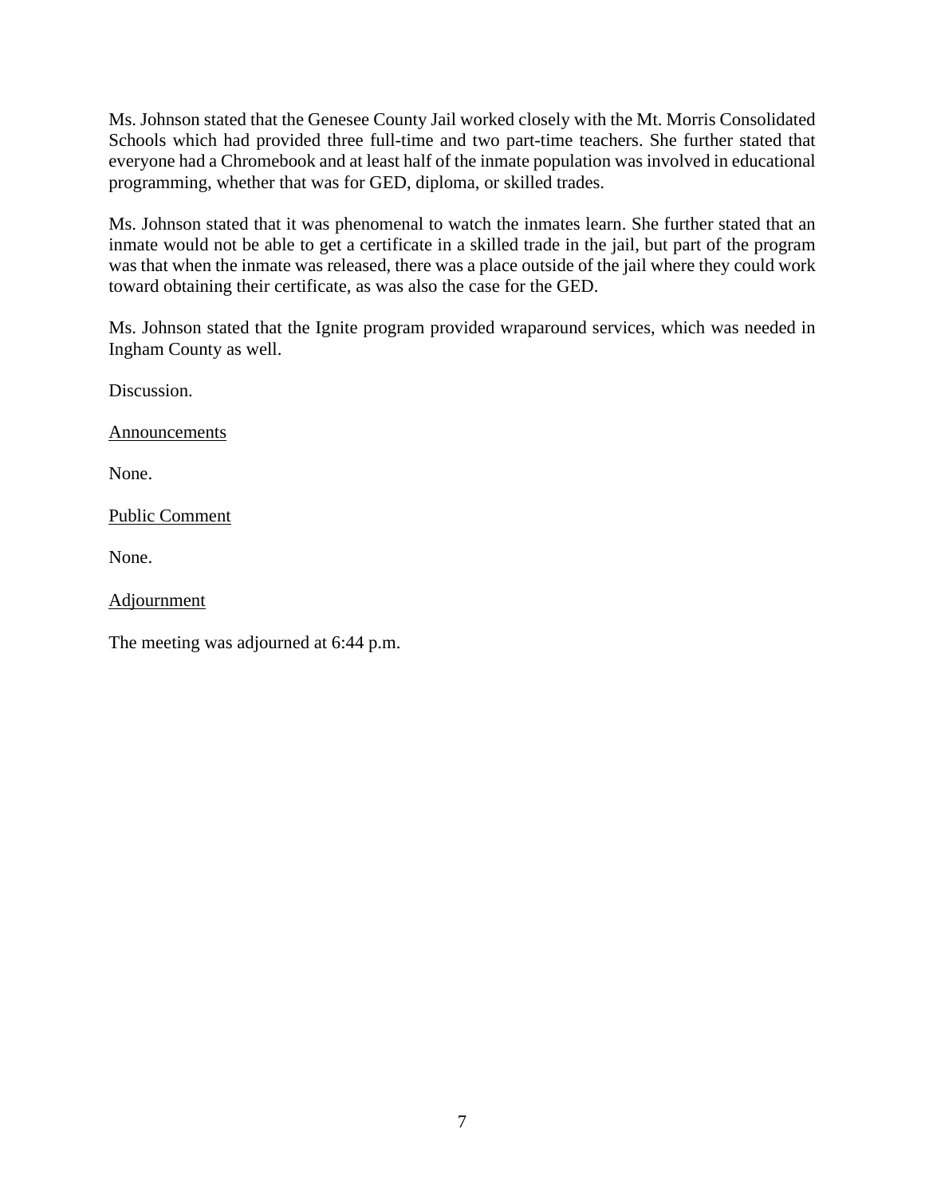Ms. Johnson stated that the Genesee County Jail worked closely with the Mt. Morris Consolidated Schools which had provided three full-time and two part-time teachers. She further stated that everyone had a Chromebook and at least half of the inmate population was involved in educational programming, whether that was for GED, diploma, or skilled trades.

Ms. Johnson stated that it was phenomenal to watch the inmates learn. She further stated that an inmate would not be able to get a certificate in a skilled trade in the jail, but part of the program was that when the inmate was released, there was a place outside of the jail where they could work toward obtaining their certificate, as was also the case for the GED.

Ms. Johnson stated that the Ignite program provided wraparound services, which was needed in Ingham County as well.

Discussion.

<u>Announcements</u>

None.

<u>Public Comment</u>

None.

<u>Adjournment</u>

The meeting was adjourned at 6:44 p.m.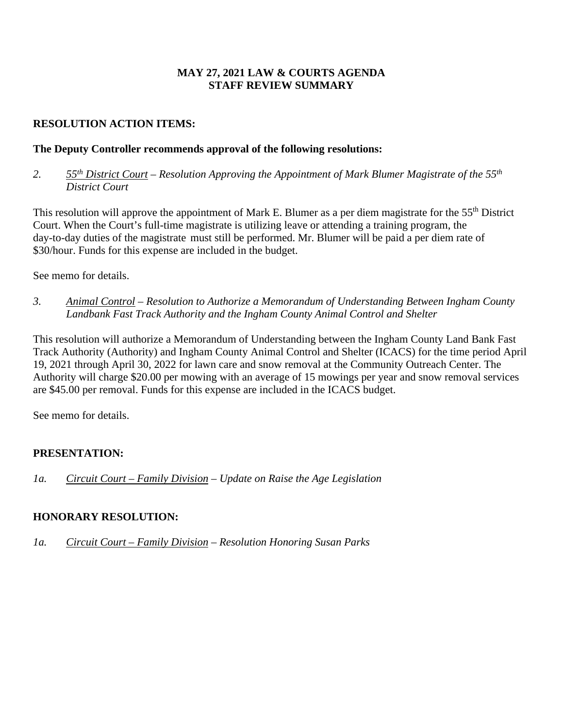**MAY 27, 2021 LAW & COURTS AGENDA**
**STAFF REVIEW SUMMARY**

**RESOLUTION ACTION ITEMS:**

**The Deputy Controller recommends approval of the following resolutions:**

*2.* *<u>55th District Court</u> – Resolution Approving the Appointment of Mark Blumer Magistrate of the 55th District Court*

This resolution will approve the appointment of Mark E. Blumer as a per diem magistrate for the 55th District Court. When the Court's full-time magistrate is utilizing leave or attending a training program, the day-to-day duties of the magistrate must still be performed. Mr. Blumer will be paid a per diem rate of $30/hour. Funds for this expense are included in the budget.

See memo for details.

*3.* *<u>Animal Control</u> – Resolution to Authorize a Memorandum of Understanding Between Ingham County Landbank Fast Track Authority and the Ingham County Animal Control and Shelter*

This resolution will authorize a Memorandum of Understanding between the Ingham County Land Bank Fast Track Authority (Authority) and Ingham County Animal Control and Shelter (ICACS) for the time period April 19, 2021 through April 30, 2022 for lawn care and snow removal at the Community Outreach Center. The Authority will charge $20.00 per mowing with an average of 15 mowings per year and snow removal services are $45.00 per removal. Funds for this expense are included in the ICACS budget.

See memo for details.

**PRESENTATION:**

*1a.* *<u>Circuit Court – Family Division</u> – Update on Raise the Age Legislation*

**HONORARY RESOLUTION:**

*1a.* *<u>Circuit Court – Family Division</u> – Resolution Honoring Susan Parks*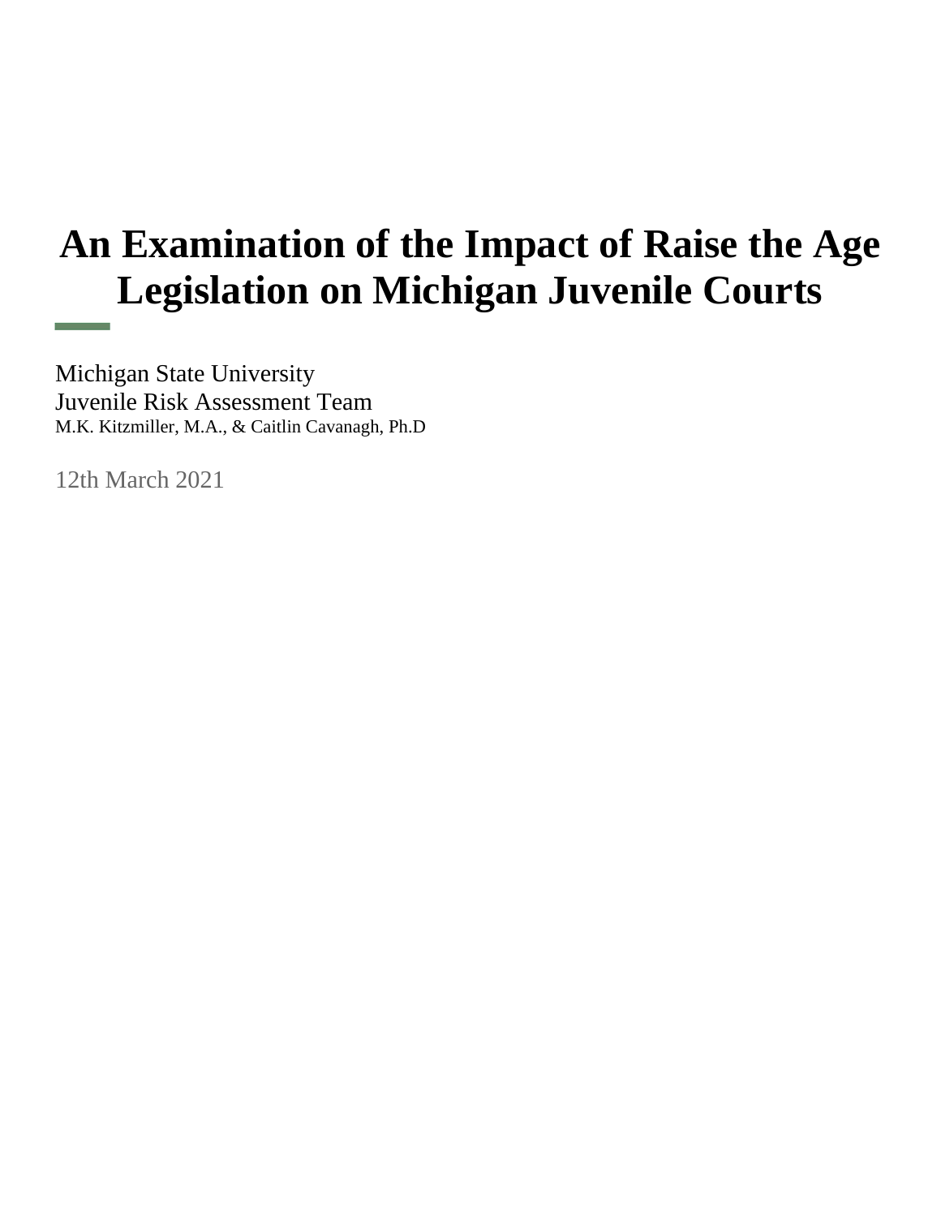# An Examination of the Impact of Raise the Age Legislation on Michigan Juvenile Courts

Michigan State University
Juvenile Risk Assessment Team
M.K. Kitzmiller, M.A., & Caitlin Cavanagh, Ph.D

12th March 2021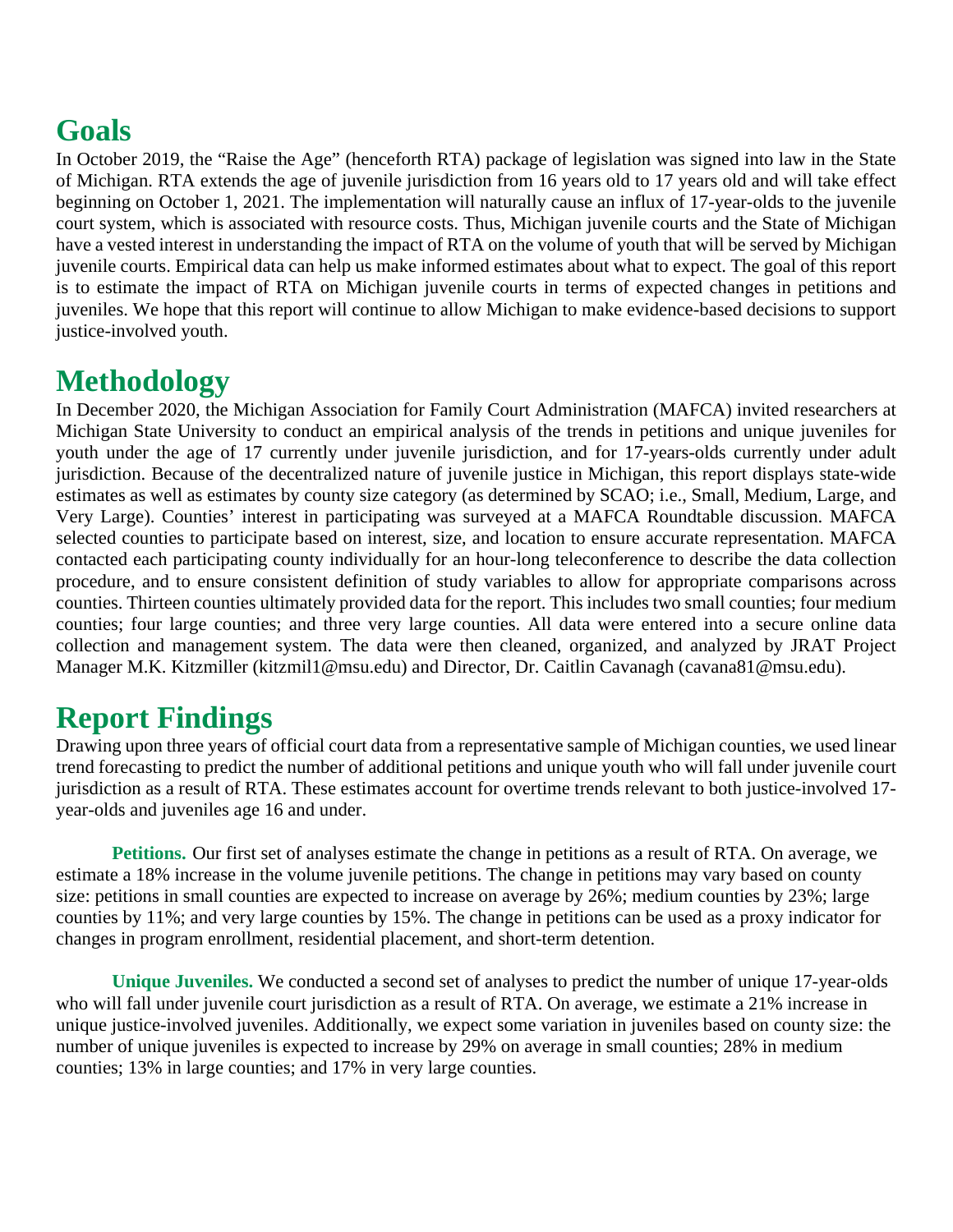# Goals

In October 2019, the "Raise the Age" (henceforth RTA) package of legislation was signed into law in the State of Michigan. RTA extends the age of juvenile jurisdiction from 16 years old to 17 years old and will take effect beginning on October 1, 2021. The implementation will naturally cause an influx of 17-year-olds to the juvenile court system, which is associated with resource costs. Thus, Michigan juvenile courts and the State of Michigan have a vested interest in understanding the impact of RTA on the volume of youth that will be served by Michigan juvenile courts. Empirical data can help us make informed estimates about what to expect. The goal of this report is to estimate the impact of RTA on Michigan juvenile courts in terms of expected changes in petitions and juveniles. We hope that this report will continue to allow Michigan to make evidence-based decisions to support justice-involved youth.

# Methodology

In December 2020, the Michigan Association for Family Court Administration (MAFCA) invited researchers at Michigan State University to conduct an empirical analysis of the trends in petitions and unique juveniles for youth under the age of 17 currently under juvenile jurisdiction, and for 17-years-olds currently under adult jurisdiction. Because of the decentralized nature of juvenile justice in Michigan, this report displays state-wide estimates as well as estimates by county size category (as determined by SCAO; i.e., Small, Medium, Large, and Very Large). Counties' interest in participating was surveyed at a MAFCA Roundtable discussion. MAFCA selected counties to participate based on interest, size, and location to ensure accurate representation. MAFCA contacted each participating county individually for an hour-long teleconference to describe the data collection procedure, and to ensure consistent definition of study variables to allow for appropriate comparisons across counties. Thirteen counties ultimately provided data for the report. This includes two small counties; four medium counties; four large counties; and three very large counties. All data were entered into a secure online data collection and management system. The data were then cleaned, organized, and analyzed by JRAT Project Manager M.K. Kitzmiller (kitzmil1@msu.edu) and Director, Dr. Caitlin Cavanagh (cavana81@msu.edu).

# Report Findings

Drawing upon three years of official court data from a representative sample of Michigan counties, we used linear trend forecasting to predict the number of additional petitions and unique youth who will fall under juvenile court jurisdiction as a result of RTA. These estimates account for overtime trends relevant to both justice-involved 17-year-olds and juveniles age 16 and under.

**Petitions.** Our first set of analyses estimate the change in petitions as a result of RTA. On average, we estimate a 18% increase in the volume juvenile petitions. The change in petitions may vary based on county size: petitions in small counties are expected to increase on average by 26%; medium counties by 23%; large counties by 11%; and very large counties by 15%. The change in petitions can be used as a proxy indicator for changes in program enrollment, residential placement, and short-term detention.

**Unique Juveniles.** We conducted a second set of analyses to predict the number of unique 17-year-olds who will fall under juvenile court jurisdiction as a result of RTA. On average, we estimate a 21% increase in unique justice-involved juveniles. Additionally, we expect some variation in juveniles based on county size: the number of unique juveniles is expected to increase by 29% on average in small counties; 28% in medium counties; 13% in large counties; and 17% in very large counties.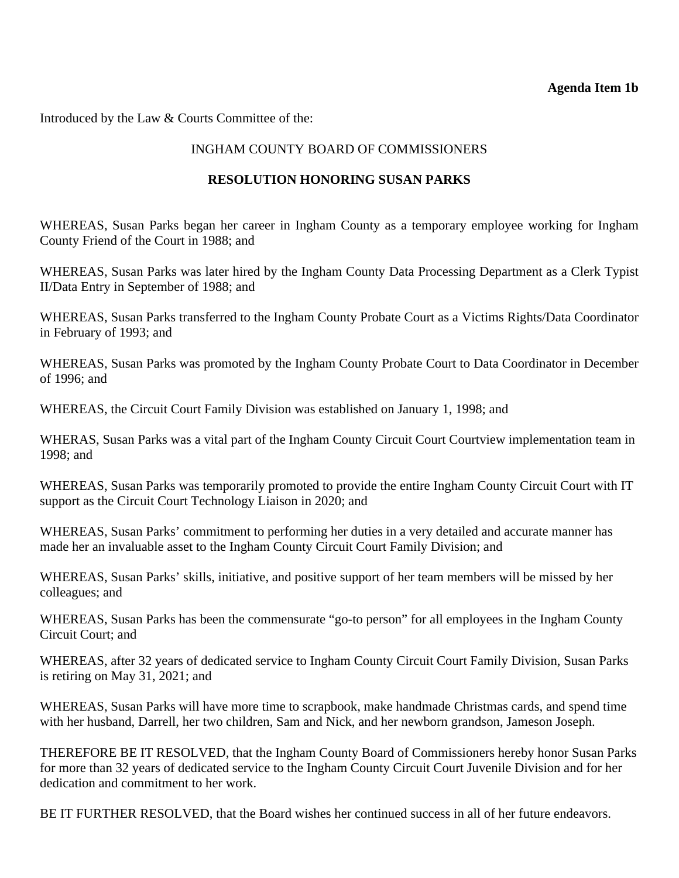**Agenda Item 1b**

Introduced by the Law & Courts Committee of the:

INGHAM COUNTY BOARD OF COMMISSIONERS

**RESOLUTION HONORING SUSAN PARKS**

WHEREAS, Susan Parks began her career in Ingham County as a temporary employee working for Ingham County Friend of the Court in 1988; and

WHEREAS, Susan Parks was later hired by the Ingham County Data Processing Department as a Clerk Typist II/Data Entry in September of 1988; and

WHEREAS, Susan Parks transferred to the Ingham County Probate Court as a Victims Rights/Data Coordinator in February of 1993; and

WHEREAS, Susan Parks was promoted by the Ingham County Probate Court to Data Coordinator in December of 1996; and

WHEREAS, the Circuit Court Family Division was established on January 1, 1998; and

WHERAS, Susan Parks was a vital part of the Ingham County Circuit Court Courtview implementation team in 1998; and

WHEREAS, Susan Parks was temporarily promoted to provide the entire Ingham County Circuit Court with IT support as the Circuit Court Technology Liaison in 2020; and

WHEREAS, Susan Parks' commitment to performing her duties in a very detailed and accurate manner has made her an invaluable asset to the Ingham County Circuit Court Family Division; and

WHEREAS, Susan Parks' skills, initiative, and positive support of her team members will be missed by her colleagues; and

WHEREAS, Susan Parks has been the commensurate "go-to person" for all employees in the Ingham County Circuit Court; and

WHEREAS, after 32 years of dedicated service to Ingham County Circuit Court Family Division, Susan Parks is retiring on May 31, 2021; and

WHEREAS, Susan Parks will have more time to scrapbook, make handmade Christmas cards, and spend time with her husband, Darrell, her two children, Sam and Nick, and her newborn grandson, Jameson Joseph.

THEREFORE BE IT RESOLVED, that the Ingham County Board of Commissioners hereby honor Susan Parks for more than 32 years of dedicated service to the Ingham County Circuit Court Juvenile Division and for her dedication and commitment to her work.

BE IT FURTHER RESOLVED, that the Board wishes her continued success in all of her future endeavors.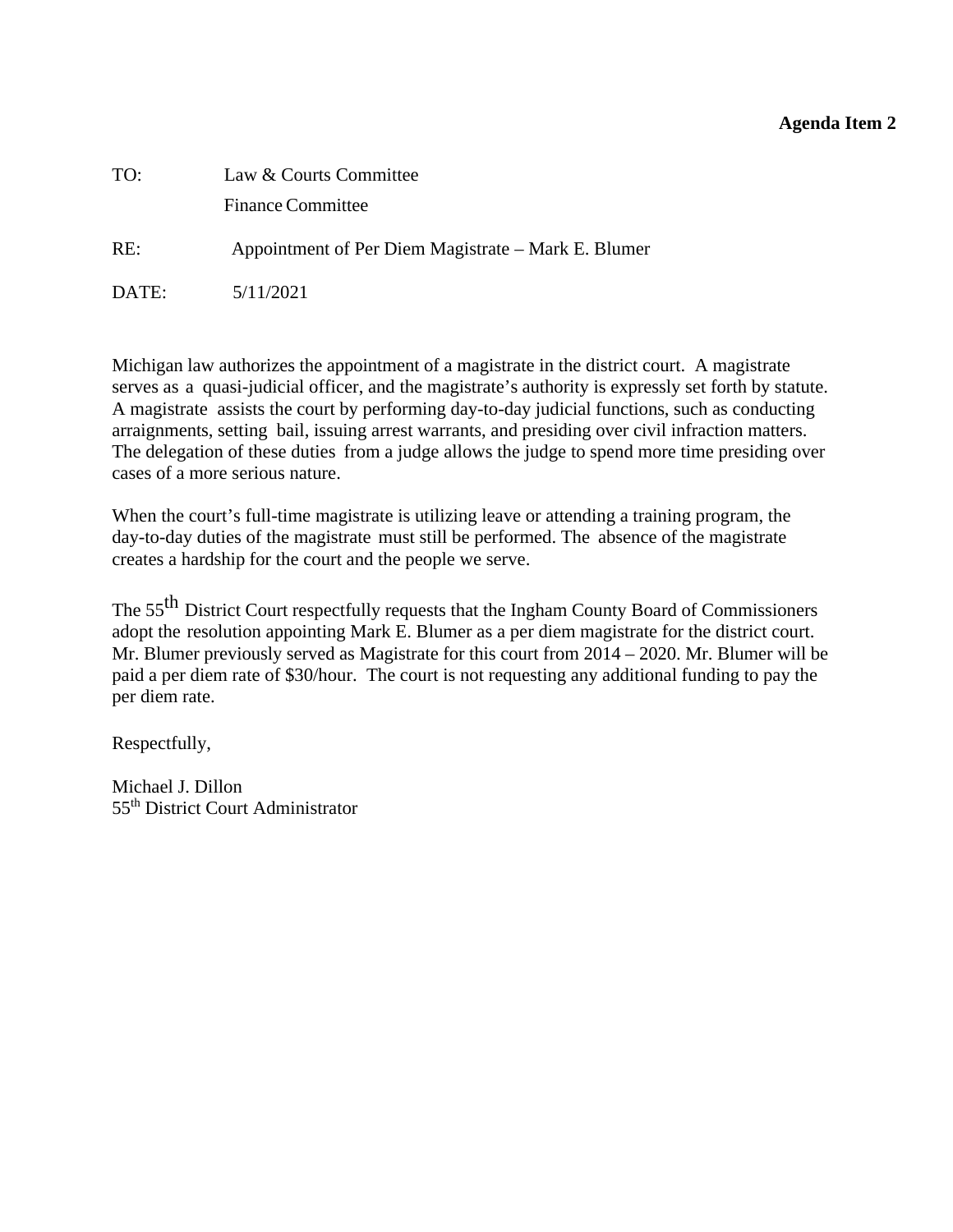**Agenda Item 2**

TO: Law & Courts Committee
Finance Committee

RE: Appointment of Per Diem Magistrate – Mark E. Blumer

DATE: 5/11/2021

Michigan law authorizes the appointment of a magistrate in the district court. A magistrate serves as a quasi-judicial officer, and the magistrate's authority is expressly set forth by statute. A magistrate assists the court by performing day-to-day judicial functions, such as conducting arraignments, setting bail, issuing arrest warrants, and presiding over civil infraction matters. The delegation of these duties from a judge allows the judge to spend more time presiding over cases of a more serious nature.

When the court's full-time magistrate is utilizing leave or attending a training program, the day-to-day duties of the magistrate must still be performed. The absence of the magistrate creates a hardship for the court and the people we serve.

The 55th District Court respectfully requests that the Ingham County Board of Commissioners adopt the resolution appointing Mark E. Blumer as a per diem magistrate for the district court. Mr. Blumer previously served as Magistrate for this court from 2014 – 2020. Mr. Blumer will be paid a per diem rate of $30/hour. The court is not requesting any additional funding to pay the per diem rate.

Respectfully,

Michael J. Dillon
55th District Court Administrator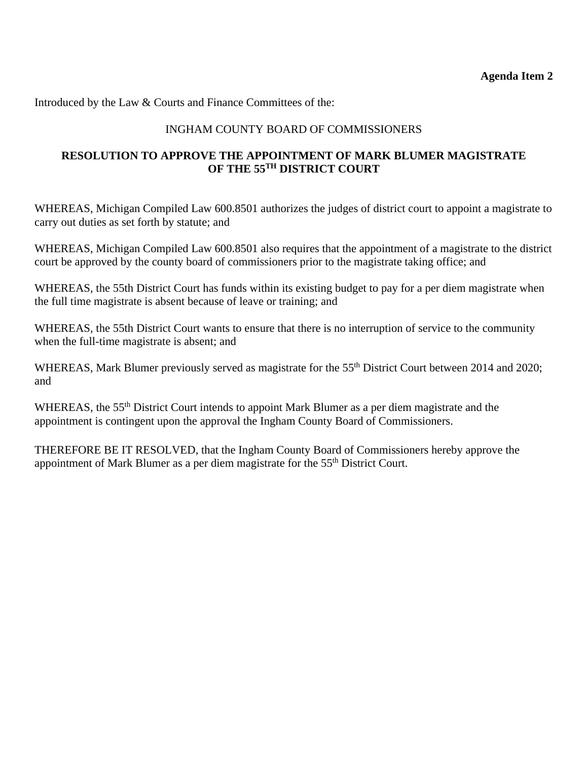**Agenda Item 2**

Introduced by the Law & Courts and Finance Committees of the:

INGHAM COUNTY BOARD OF COMMISSIONERS

**RESOLUTION TO APPROVE THE APPOINTMENT OF MARK BLUMER MAGISTRATE OF THE 55TH DISTRICT COURT**

WHEREAS, Michigan Compiled Law 600.8501 authorizes the judges of district court to appoint a magistrate to carry out duties as set forth by statute; and

WHEREAS, Michigan Compiled Law 600.8501 also requires that the appointment of a magistrate to the district court be approved by the county board of commissioners prior to the magistrate taking office; and

WHEREAS, the 55th District Court has funds within its existing budget to pay for a per diem magistrate when the full time magistrate is absent because of leave or training; and

WHEREAS, the 55th District Court wants to ensure that there is no interruption of service to the community when the full-time magistrate is absent; and

WHEREAS, Mark Blumer previously served as magistrate for the 55th District Court between 2014 and 2020; and

WHEREAS, the 55th District Court intends to appoint Mark Blumer as a per diem magistrate and the appointment is contingent upon the approval the Ingham County Board of Commissioners.

THEREFORE BE IT RESOLVED, that the Ingham County Board of Commissioners hereby approve the appointment of Mark Blumer as a per diem magistrate for the 55th District Court.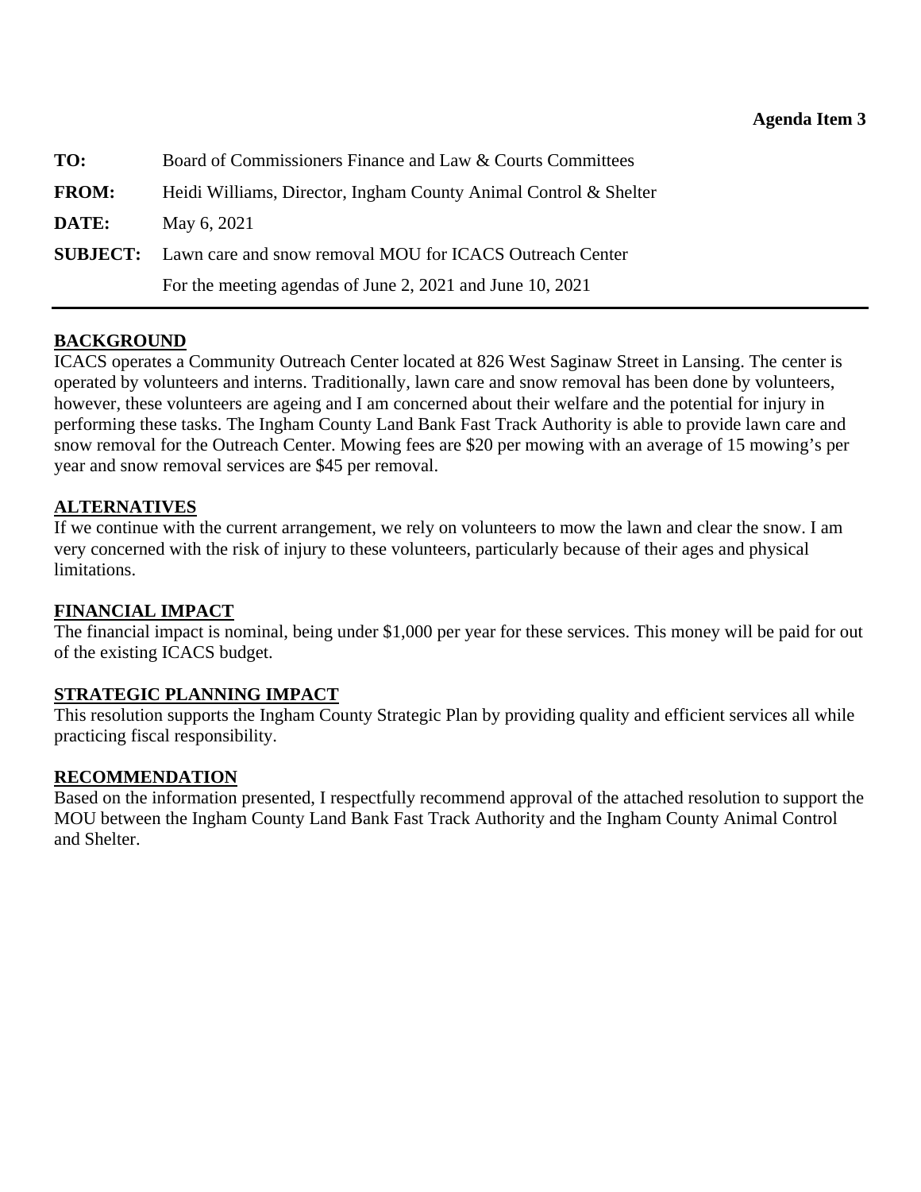**Agenda Item 3**

| | |
|---|---|
| **TO:** | Board of Commissioners Finance and Law & Courts Committees |
| **FROM:** | Heidi Williams, Director, Ingham County Animal Control & Shelter |
| **DATE:** | May 6, 2021 |
| **SUBJECT:** | Lawn care and snow removal MOU for ICACS Outreach Center<br>For the meeting agendas of June 2, 2021 and June 10, 2021 |

## BACKGROUND

ICACS operates a Community Outreach Center located at 826 West Saginaw Street in Lansing. The center is operated by volunteers and interns. Traditionally, lawn care and snow removal has been done by volunteers, however, these volunteers are ageing and I am concerned about their welfare and the potential for injury in performing these tasks. The Ingham County Land Bank Fast Track Authority is able to provide lawn care and snow removal for the Outreach Center. Mowing fees are $20 per mowing with an average of 15 mowing's per year and snow removal services are $45 per removal.

## ALTERNATIVES

If we continue with the current arrangement, we rely on volunteers to mow the lawn and clear the snow. I am very concerned with the risk of injury to these volunteers, particularly because of their ages and physical limitations.

## FINANCIAL IMPACT

The financial impact is nominal, being under $1,000 per year for these services. This money will be paid for out of the existing ICACS budget.

## STRATEGIC PLANNING IMPACT

This resolution supports the Ingham County Strategic Plan by providing quality and efficient services all while practicing fiscal responsibility.

## RECOMMENDATION

Based on the information presented, I respectfully recommend approval of the attached resolution to support the MOU between the Ingham County Land Bank Fast Track Authority and the Ingham County Animal Control and Shelter.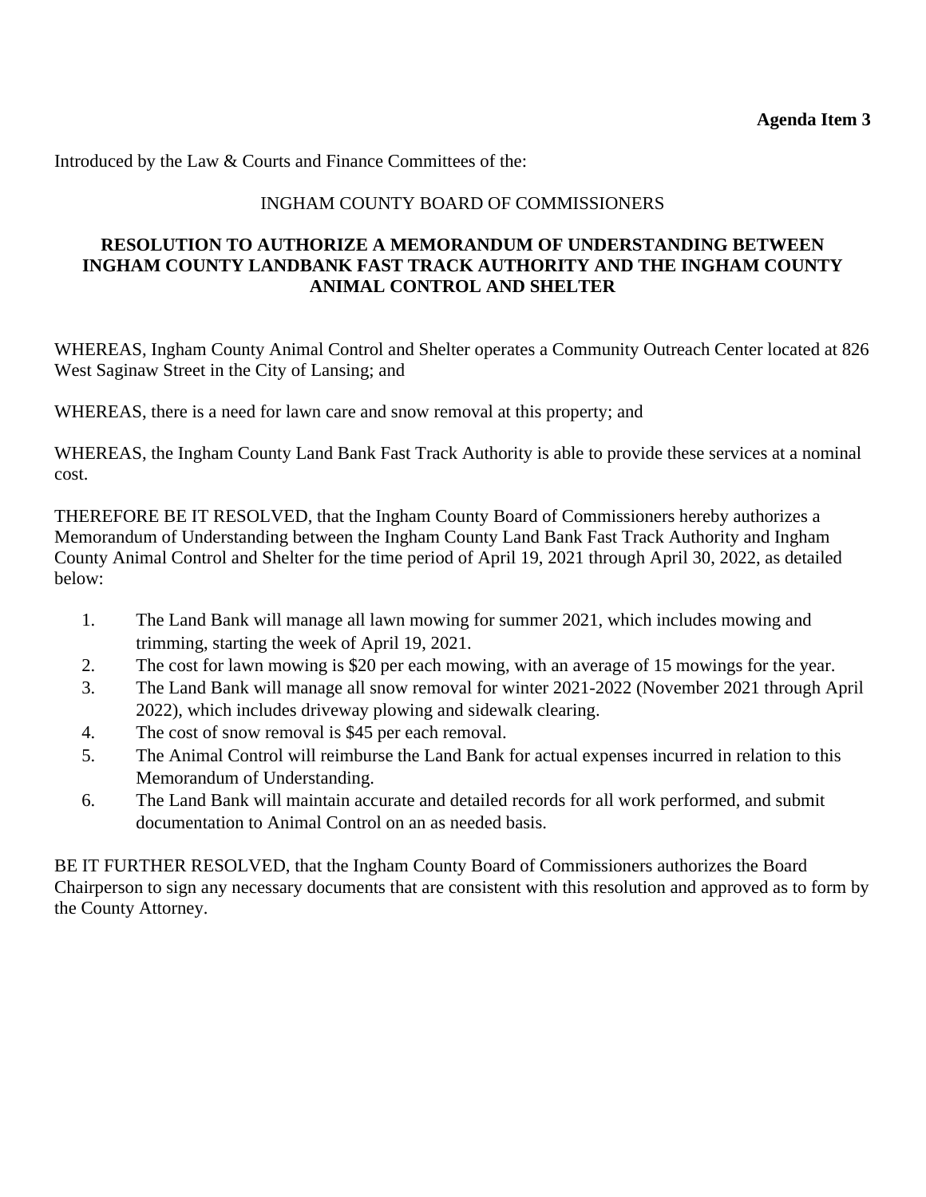**Agenda Item 3**

Introduced by the Law & Courts and Finance Committees of the:

INGHAM COUNTY BOARD OF COMMISSIONERS

**RESOLUTION TO AUTHORIZE A MEMORANDUM OF UNDERSTANDING BETWEEN INGHAM COUNTY LANDBANK FAST TRACK AUTHORITY AND THE INGHAM COUNTY ANIMAL CONTROL AND SHELTER**

WHEREAS, Ingham County Animal Control and Shelter operates a Community Outreach Center located at 826 West Saginaw Street in the City of Lansing; and

WHEREAS, there is a need for lawn care and snow removal at this property; and

WHEREAS, the Ingham County Land Bank Fast Track Authority is able to provide these services at a nominal cost.

THEREFORE BE IT RESOLVED, that the Ingham County Board of Commissioners hereby authorizes a Memorandum of Understanding between the Ingham County Land Bank Fast Track Authority and Ingham County Animal Control and Shelter for the time period of April 19, 2021 through April 30, 2022, as detailed below:

1. The Land Bank will manage all lawn mowing for summer 2021, which includes mowing and trimming, starting the week of April 19, 2021.
2. The cost for lawn mowing is $20 per each mowing, with an average of 15 mowings for the year.
3. The Land Bank will manage all snow removal for winter 2021-2022 (November 2021 through April 2022), which includes driveway plowing and sidewalk clearing.
4. The cost of snow removal is $45 per each removal.
5. The Animal Control will reimburse the Land Bank for actual expenses incurred in relation to this Memorandum of Understanding.
6. The Land Bank will maintain accurate and detailed records for all work performed, and submit documentation to Animal Control on an as needed basis.

BE IT FURTHER RESOLVED, that the Ingham County Board of Commissioners authorizes the Board Chairperson to sign any necessary documents that are consistent with this resolution and approved as to form by the County Attorney.